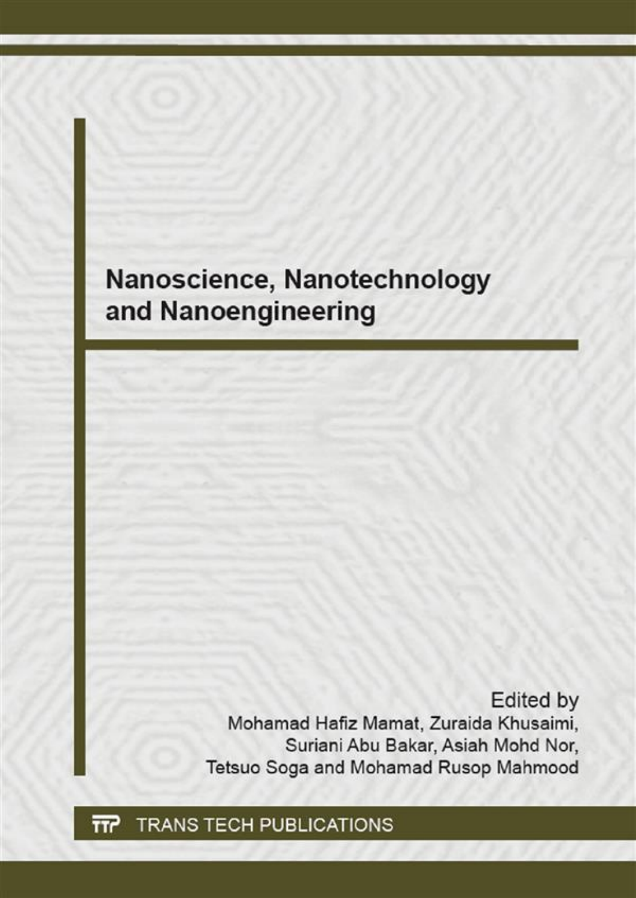# Nanoscience, Nanotechnology and Nanoengineering

Edited by
Mohamad Hafiz Mamat, Zuraida Khusaimi,
Suriani Abu Bakar, Asiah Mohd Nor,
Tetsuo Soga and Mohamad Rusop Mahmood

TRANS TECH PUBLICATIONS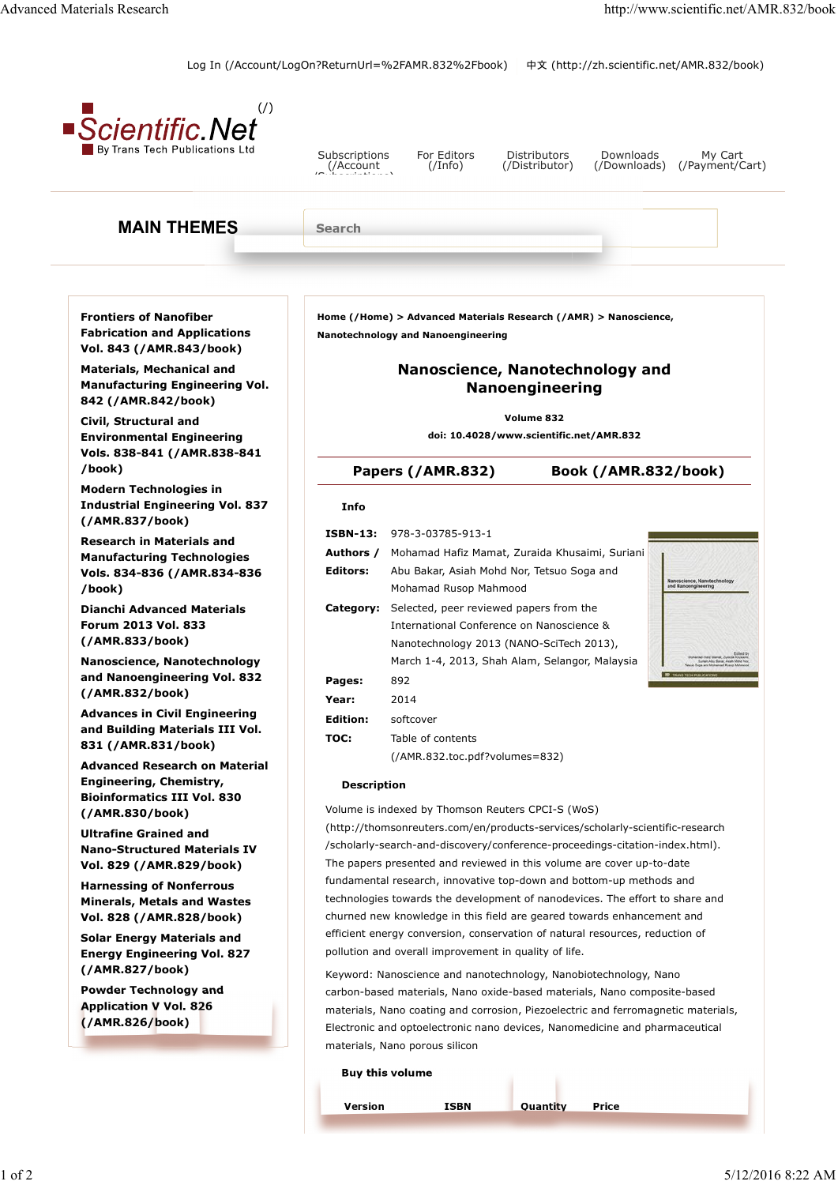Log In (/Account/LogOn?ReturnUrl=%2FAMR.832%2Fbook) 中文 (http://zh.scientific.net/AMR.832/book)

Scientific.Net (/)
By Trans Tech Publications Ltd

Subscriptions (/Account/Subscriptions) | For Editors (/Info) | Distributors (/Distributor) | Downloads (/Downloads) | My Cart (/Payment/Cart)

## MAIN THEMES

Search

**Frontiers of Nanofiber Fabrication and Applications Vol. 843 (/AMR.843/book)**

**Materials, Mechanical and Manufacturing Engineering Vol. 842 (/AMR.842/book)**

**Civil, Structural and Environmental Engineering Vols. 838-841 (/AMR.838-841/book)**

**Modern Technologies in Industrial Engineering Vol. 837 (/AMR.837/book)**

**Research in Materials and Manufacturing Technologies Vols. 834-836 (/AMR.834-836/book)**

**Dianchi Advanced Materials Forum 2013 Vol. 833 (/AMR.833/book)**

**Nanoscience, Nanotechnology and Nanoengineering Vol. 832 (/AMR.832/book)**

**Advances in Civil Engineering and Building Materials III Vol. 831 (/AMR.831/book)**

**Advanced Research on Material Engineering, Chemistry, Bioinformatics III Vol. 830 (/AMR.830/book)**

**Ultrafine Grained and Nano-Structured Materials IV Vol. 829 (/AMR.829/book)**

**Harnessing of Nonferrous Minerals, Metals and Wastes Vol. 828 (/AMR.828/book)**

**Solar Energy Materials and Energy Engineering Vol. 827 (/AMR.827/book)**

**Powder Technology and Application V Vol. 826 (/AMR.826/book)**

**Home (/Home) > Advanced Materials Research (/AMR) > Nanoscience, Nanotechnology and Nanoengineering**

# Nanoscience, Nanotechnology and Nanoengineering

**Volume 832**

**doi: 10.4028/www.scientific.net/AMR.832**

**Papers (/AMR.832)** | **Book (/AMR.832/book)**

### Info

**ISBN-13:** 978-3-03785-913-1

**Authors / Editors:** Mohamad Hafiz Mamat, Zuraida Khusaimi, Suriani Abu Bakar, Asiah Mohd Nor, Tetsuo Soga and Mohamad Rusop Mahmood

**Category:** Selected, peer reviewed papers from the International Conference on Nanoscience & Nanotechnology 2013 (NANO-SciTech 2013), March 1-4, 2013, Shah Alam, Selangor, Malaysia

**Pages:** 892

**Year:** 2014

**Edition:** softcover

**TOC:** Table of contents (/AMR.832.toc.pdf?volumes=832)

### Description

Volume is indexed by Thomson Reuters CPCI-S (WoS) (http://thomsonreuters.com/en/products-services/scholarly-scientific-research/scholarly-search-and-discovery/conference-proceedings-citation-index.html).
The papers presented and reviewed in this volume are cover up-to-date fundamental research, innovative top-down and bottom-up methods and technologies towards the development of nanodevices. The effort to share and churned new knowledge in this field are geared towards enhancement and efficient energy conversion, conservation of natural resources, reduction of pollution and overall improvement in quality of life.

Keyword: Nanoscience and nanotechnology, Nanobiotechnology, Nano carbon-based materials, Nano oxide-based materials, Nano composite-based materials, Nano coating and corrosion, Piezoelectric and ferromagnetic materials, Electronic and optoelectronic nano devices, Nanomedicine and pharmaceutical materials, Nano porous silicon

### Buy this volume

| Version | ISBN | Quantity | Price |
|---|---|---|---|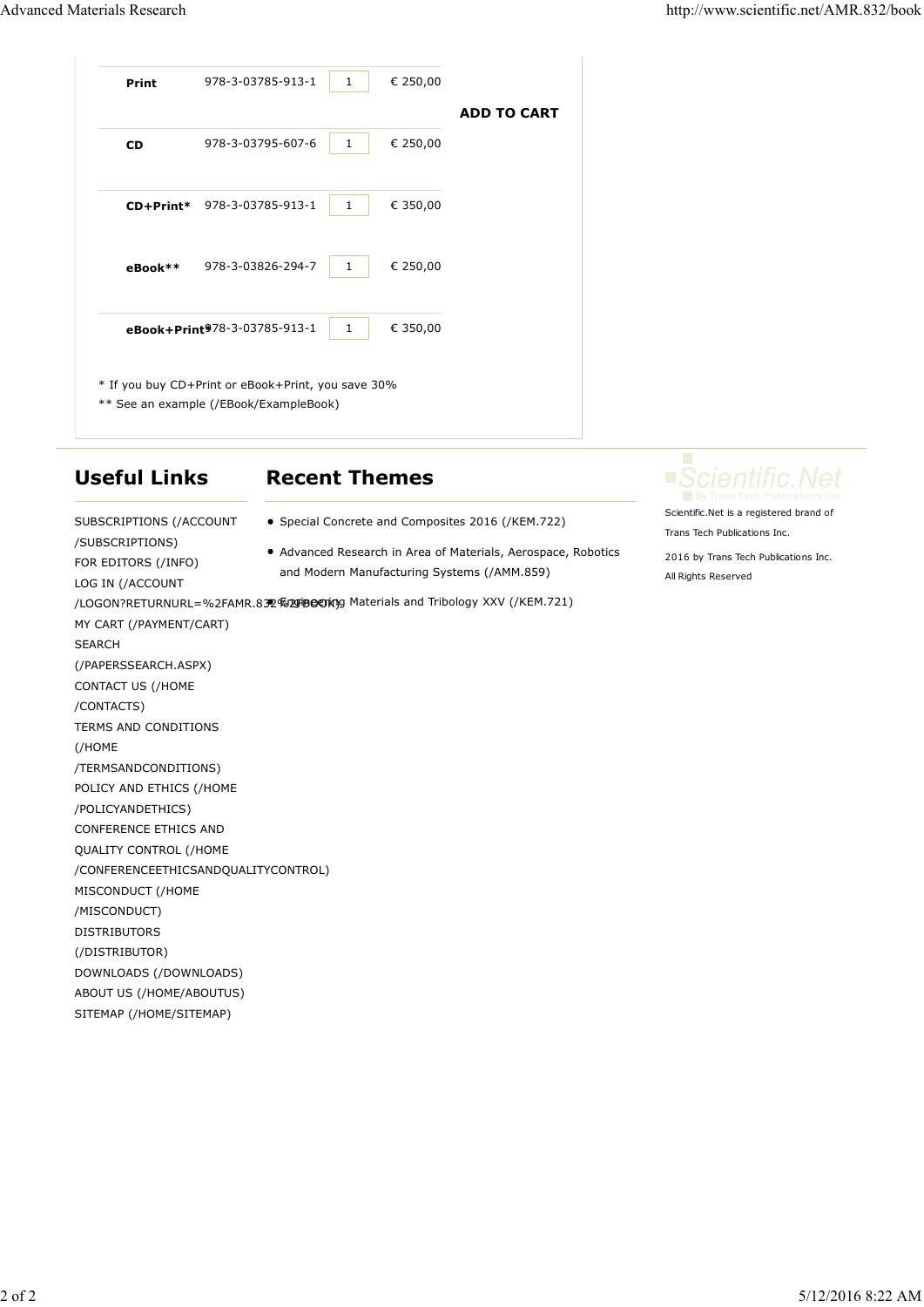| | | | | |
|---|---|---|---|---|
| **Print** | 978-3-03785-913-1 | 1 | € 250,00 | **ADD TO CART** |
| **CD** | 978-3-03795-607-6 | 1 | € 250,00 | |
| **CD+Print*** | 978-3-03785-913-1 | 1 | € 350,00 | |
| **eBook**** | 978-3-03826-294-7 | 1 | € 250,00 | |
| **eBook+Print*** | 978-3-03785-913-1 | 1 | € 350,00 | |

* If you buy CD+Print or eBook+Print, you save 30%

** See an example (/EBook/ExampleBook)

## Useful Links

SUBSCRIPTIONS (/ACCOUNT/SUBSCRIPTIONS)
FOR EDITORS (/INFO)
LOG IN (/ACCOUNT/LOGON?RETURNURL=%2FAMR.832%2FBOOK)
MY CART (/PAYMENT/CART)
SEARCH (/PAPERSSEARCH.ASPX)
CONTACT US (/HOME/CONTACTS)
TERMS AND CONDITIONS (/HOME/TERMSANDCONDITIONS)
POLICY AND ETHICS (/HOME/POLICYANDETHICS)
CONFERENCE ETHICS AND QUALITY CONTROL (/HOME/CONFERENCEETHICSANDQUALITYCONTROL)
MISCONDUCT (/HOME/MISCONDUCT)
DISTRIBUTORS (/DISTRIBUTOR)
DOWNLOADS (/DOWNLOADS)
ABOUT US (/HOME/ABOUTUS)
SITEMAP (/HOME/SITEMAP)

## Recent Themes

- Special Concrete and Composites 2016 (/KEM.722)
- Advanced Research in Area of Materials, Aerospace, Robotics and Modern Manufacturing Systems (/AMM.859)
- Engineering Materials and Tribology XXV (/KEM.721)

Scientific.Net
By Trans Tech Publications Ltd

Scientific.Net is a registered brand of Trans Tech Publications Inc.

2016 by Trans Tech Publications Inc. All Rights Reserved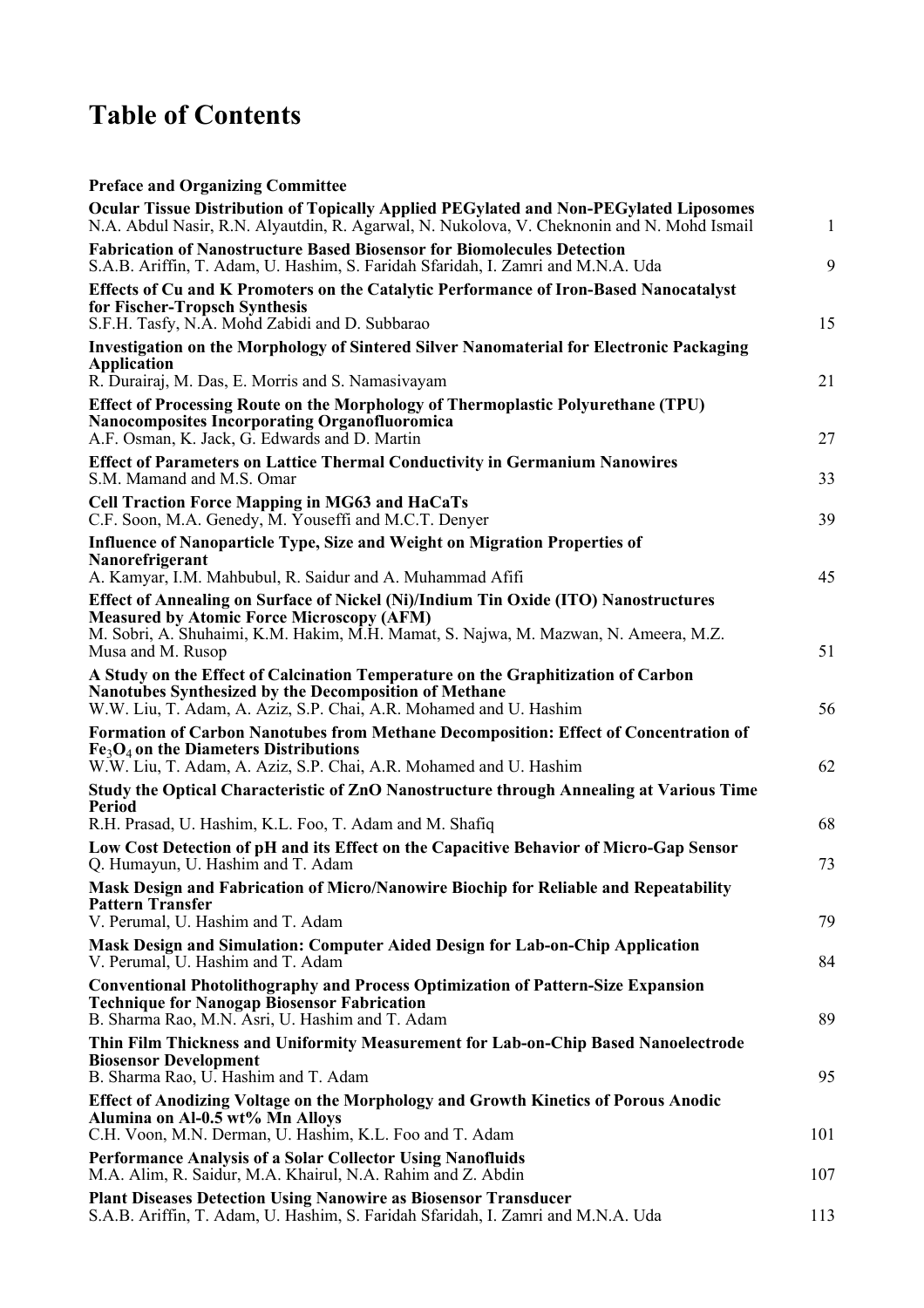# Table of Contents

**Preface and Organizing Committee**

**Ocular Tissue Distribution of Topically Applied PEGylated and Non-PEGylated Liposomes**
N.A. Abdul Nasir, R.N. Alyautdin, R. Agarwal, N. Nukolova, V. Cheknonin and N. Mohd Ismail — 1

**Fabrication of Nanostructure Based Biosensor for Biomolecules Detection**
S.A.B. Ariffin, T. Adam, U. Hashim, S. Faridah Sfaridah, I. Zamri and M.N.A. Uda — 9

**Effects of Cu and K Promoters on the Catalytic Performance of Iron-Based Nanocatalyst for Fischer-Tropsch Synthesis**
S.F.H. Tasfy, N.A. Mohd Zabidi and D. Subbarao — 15

**Investigation on the Morphology of Sintered Silver Nanomaterial for Electronic Packaging Application**
R. Durairaj, M. Das, E. Morris and S. Namasivayam — 21

**Effect of Processing Route on the Morphology of Thermoplastic Polyurethane (TPU) Nanocomposites Incorporating Organofluoromica**
A.F. Osman, K. Jack, G. Edwards and D. Martin — 27

**Effect of Parameters on Lattice Thermal Conductivity in Germanium Nanowires**
S.M. Mamand and M.S. Omar — 33

**Cell Traction Force Mapping in MG63 and HaCaTs**
C.F. Soon, M.A. Genedy, M. Youseffi and M.C.T. Denyer — 39

**Influence of Nanoparticle Type, Size and Weight on Migration Properties of Nanorefrigerant**
A. Kamyar, I.M. Mahbubul, R. Saidur and A. Muhammad Afifi — 45

**Effect of Annealing on Surface of Nickel (Ni)/Indium Tin Oxide (ITO) Nanostructures Measured by Atomic Force Microscopy (AFM)**
M. Sobri, A. Shuhaimi, K.M. Hakim, M.H. Mamat, S. Najwa, M. Mazwan, N. Ameera, M.Z. Musa and M. Rusop — 51

**A Study on the Effect of Calcination Temperature on the Graphitization of Carbon Nanotubes Synthesized by the Decomposition of Methane**
W.W. Liu, T. Adam, A. Aziz, S.P. Chai, A.R. Mohamed and U. Hashim — 56

**Formation of Carbon Nanotubes from Methane Decomposition: Effect of Concentration of $Fe_3O_4$ on the Diameters Distributions**
W.W. Liu, T. Adam, A. Aziz, S.P. Chai, A.R. Mohamed and U. Hashim — 62

**Study the Optical Characteristic of ZnO Nanostructure through Annealing at Various Time Period**
R.H. Prasad, U. Hashim, K.L. Foo, T. Adam and M. Shafiq — 68

**Low Cost Detection of pH and its Effect on the Capacitive Behavior of Micro-Gap Sensor**
Q. Humayun, U. Hashim and T. Adam — 73

**Mask Design and Fabrication of Micro/Nanowire Biochip for Reliable and Repeatability Pattern Transfer**
V. Perumal, U. Hashim and T. Adam — 79

**Mask Design and Simulation: Computer Aided Design for Lab-on-Chip Application**
V. Perumal, U. Hashim and T. Adam — 84

**Conventional Photolithography and Process Optimization of Pattern-Size Expansion Technique for Nanogap Biosensor Fabrication**
B. Sharma Rao, M.N. Asri, U. Hashim and T. Adam — 89

**Thin Film Thickness and Uniformity Measurement for Lab-on-Chip Based Nanoelectrode Biosensor Development**
B. Sharma Rao, U. Hashim and T. Adam — 95

**Effect of Anodizing Voltage on the Morphology and Growth Kinetics of Porous Anodic Alumina on Al-0.5 wt% Mn Alloys**
C.H. Voon, M.N. Derman, U. Hashim, K.L. Foo and T. Adam — 101

**Performance Analysis of a Solar Collector Using Nanofluids**
M.A. Alim, R. Saidur, M.A. Khairul, N.A. Rahim and Z. Abdin — 107

**Plant Diseases Detection Using Nanowire as Biosensor Transducer**
S.A.B. Ariffin, T. Adam, U. Hashim, S. Faridah Sfaridah, I. Zamri and M.N.A. Uda — 113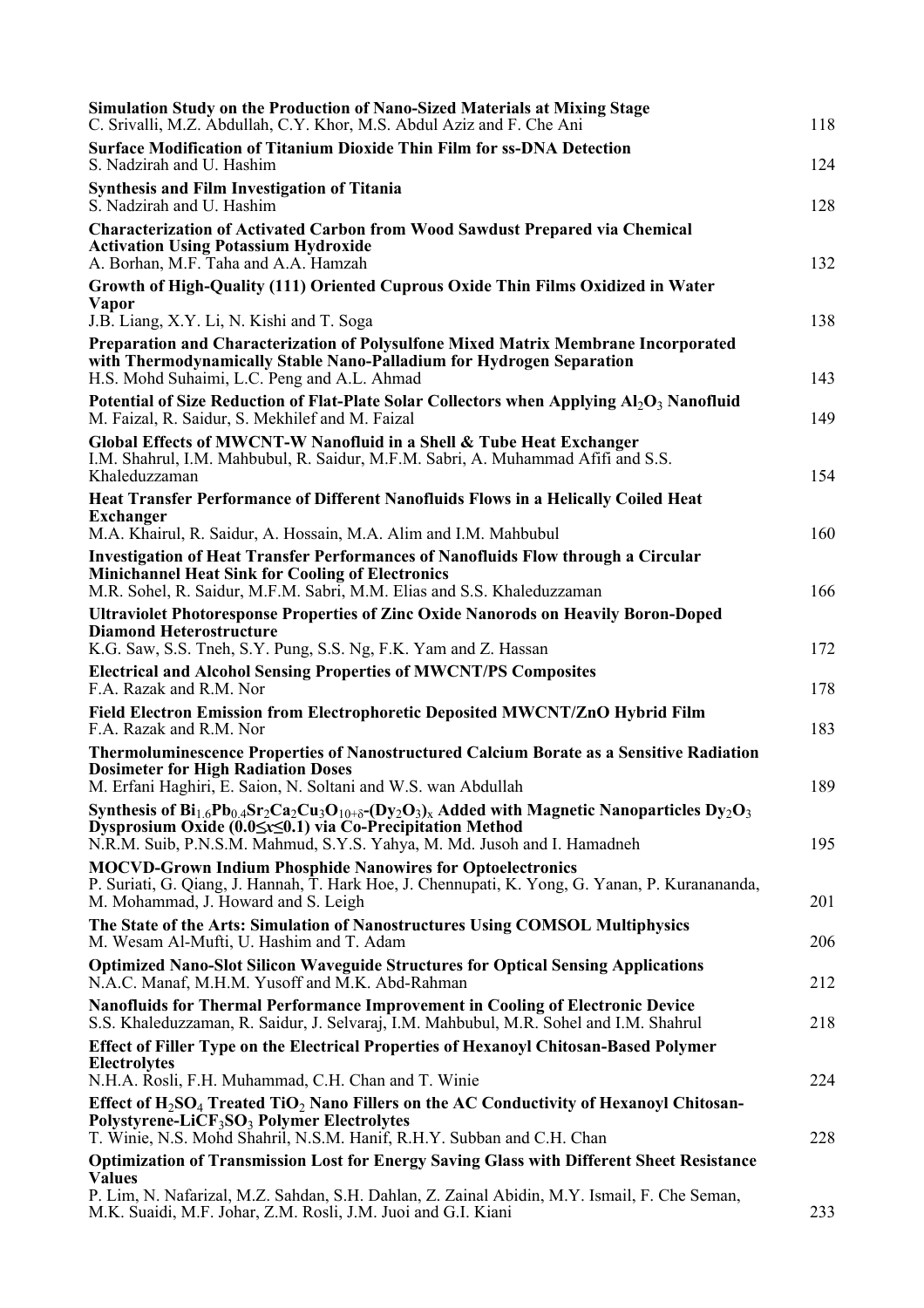**Simulation Study on the Production of Nano-Sized Materials at Mixing Stage**
C. Srivalli, M.Z. Abdullah, C.Y. Khor, M.S. Abdul Aziz and F. Che Ani 118

**Surface Modification of Titanium Dioxide Thin Film for ss-DNA Detection**
S. Nadzirah and U. Hashim 124

**Synthesis and Film Investigation of Titania**
S. Nadzirah and U. Hashim 128

**Characterization of Activated Carbon from Wood Sawdust Prepared via Chemical Activation Using Potassium Hydroxide**
A. Borhan, M.F. Taha and A.A. Hamzah 132

**Growth of High-Quality (111) Oriented Cuprous Oxide Thin Films Oxidized in Water Vapor**
J.B. Liang, X.Y. Li, N. Kishi and T. Soga 138

**Preparation and Characterization of Polysulfone Mixed Matrix Membrane Incorporated with Thermodynamically Stable Nano-Palladium for Hydrogen Separation**
H.S. Mohd Suhaimi, L.C. Peng and A.L. Ahmad 143

**Potential of Size Reduction of Flat-Plate Solar Collectors when Applying $Al_2O_3$ Nanofluid**
M. Faizal, R. Saidur, S. Mekhilef and M. Faizal 149

**Global Effects of MWCNT-W Nanofluid in a Shell & Tube Heat Exchanger**
I.M. Shahrul, I.M. Mahbubul, R. Saidur, M.F.M. Sabri, A. Muhammad Afifi and S.S. Khaleduzzaman 154

**Heat Transfer Performance of Different Nanofluids Flows in a Helically Coiled Heat Exchanger**
M.A. Khairul, R. Saidur, A. Hossain, M.A. Alim and I.M. Mahbubul 160

**Investigation of Heat Transfer Performances of Nanofluids Flow through a Circular Minichannel Heat Sink for Cooling of Electronics**
M.R. Sohel, R. Saidur, M.F.M. Sabri, M.M. Elias and S.S. Khaleduzzaman 166

**Ultraviolet Photoresponse Properties of Zinc Oxide Nanorods on Heavily Boron-Doped Diamond Heterostructure**
K.G. Saw, S.S. Tneh, S.Y. Pung, S.S. Ng, F.K. Yam and Z. Hassan 172

**Electrical and Alcohol Sensing Properties of MWCNT/PS Composites**
F.A. Razak and R.M. Nor 178

**Field Electron Emission from Electrophoretic Deposited MWCNT/ZnO Hybrid Film**
F.A. Razak and R.M. Nor 183

**Thermoluminescence Properties of Nanostructured Calcium Borate as a Sensitive Radiation Dosimeter for High Radiation Doses**
M. Erfani Haghiri, E. Saion, N. Soltani and W.S. wan Abdullah 189

**Synthesis of $Bi_{1.6}Pb_{0.4}Sr_2Ca_2Cu_3O_{10+\delta}$-$(Dy_2O_3)_x$ Added with Magnetic Nanoparticles $Dy_2O_3$ Dysprosium Oxide ($0.0 \leq x \leq 0.1$) via Co-Precipitation Method**
N.R.M. Suib, P.N.S.M. Mahmud, S.Y.S. Yahya, M. Md. Jusoh and I. Hamadneh 195

**MOCVD-Grown Indium Phosphide Nanowires for Optoelectronics**
P. Suriati, G. Qiang, J. Hannah, T. Hark Hoe, J. Chennupati, K. Yong, G. Yanan, P. Kuranananda, M. Mohammad, J. Howard and S. Leigh 201

**The State of the Arts: Simulation of Nanostructures Using COMSOL Multiphysics**
M. Wesam Al-Mufti, U. Hashim and T. Adam 206

**Optimized Nano-Slot Silicon Waveguide Structures for Optical Sensing Applications**
N.A.C. Manaf, M.H.M. Yusoff and M.K. Abd-Rahman 212

**Nanofluids for Thermal Performance Improvement in Cooling of Electronic Device**
S.S. Khaleduzzaman, R. Saidur, J. Selvaraj, I.M. Mahbubul, M.R. Sohel and I.M. Shahrul 218

**Effect of Filler Type on the Electrical Properties of Hexanoyl Chitosan-Based Polymer Electrolytes**
N.H.A. Rosli, F.H. Muhammad, C.H. Chan and T. Winie 224

**Effect of $H_2SO_4$ Treated $TiO_2$ Nano Fillers on the AC Conductivity of Hexanoyl Chitosan-Polystyrene-$LiCF_3SO_3$ Polymer Electrolytes**
T. Winie, N.S. Mohd Shahril, N.S.M. Hanif, R.H.Y. Subban and C.H. Chan 228

**Optimization of Transmission Lost for Energy Saving Glass with Different Sheet Resistance Values**
P. Lim, N. Nafarizal, M.Z. Sahdan, S.H. Dahlan, Z. Zainal Abidin, M.Y. Ismail, F. Che Seman, M.K. Suaidi, M.F. Johar, Z.M. Rosli, J.M. Juoi and G.I. Kiani 233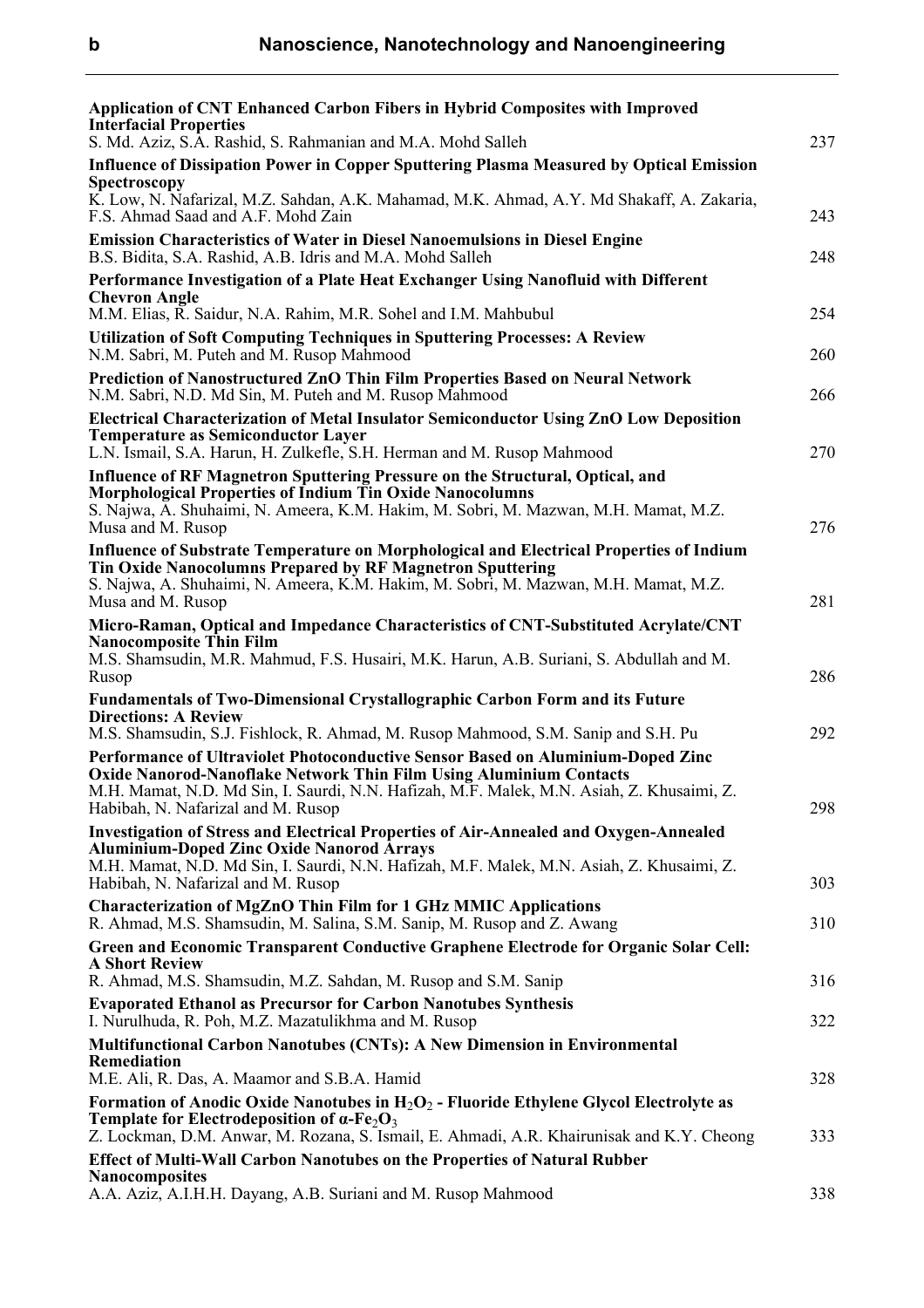**Application of CNT Enhanced Carbon Fibers in Hybrid Composites with Improved Interfacial Properties**
S. Md. Aziz, S.A. Rashid, S. Rahmanian and M.A. Mohd Salleh — 237

**Influence of Dissipation Power in Copper Sputtering Plasma Measured by Optical Emission Spectroscopy**
K. Low, N. Nafarizal, M.Z. Sahdan, A.K. Mahamad, M.K. Ahmad, A.Y. Md Shakaff, A. Zakaria, F.S. Ahmad Saad and A.F. Mohd Zain — 243

**Emission Characteristics of Water in Diesel Nanoemulsions in Diesel Engine**
B.S. Bidita, S.A. Rashid, A.B. Idris and M.A. Mohd Salleh — 248

**Performance Investigation of a Plate Heat Exchanger Using Nanofluid with Different Chevron Angle**
M.M. Elias, R. Saidur, N.A. Rahim, M.R. Sohel and I.M. Mahbubul — 254

**Utilization of Soft Computing Techniques in Sputtering Processes: A Review**
N.M. Sabri, M. Puteh and M. Rusop Mahmood — 260

**Prediction of Nanostructured ZnO Thin Film Properties Based on Neural Network**
N.M. Sabri, N.D. Md Sin, M. Puteh and M. Rusop Mahmood — 266

**Electrical Characterization of Metal Insulator Semiconductor Using ZnO Low Deposition Temperature as Semiconductor Layer**
L.N. Ismail, S.A. Harun, H. Zulkefle, S.H. Herman and M. Rusop Mahmood — 270

**Influence of RF Magnetron Sputtering Pressure on the Structural, Optical, and Morphological Properties of Indium Tin Oxide Nanocolumns**
S. Najwa, A. Shuhaimi, N. Ameera, K.M. Hakim, M. Sobri, M. Mazwan, M.H. Mamat, M.Z. Musa and M. Rusop — 276

**Influence of Substrate Temperature on Morphological and Electrical Properties of Indium Tin Oxide Nanocolumns Prepared by RF Magnetron Sputtering**
S. Najwa, A. Shuhaimi, N. Ameera, K.M. Hakim, M. Sobri, M. Mazwan, M.H. Mamat, M.Z. Musa and M. Rusop — 281

**Micro-Raman, Optical and Impedance Characteristics of CNT-Substituted Acrylate/CNT Nanocomposite Thin Film**
M.S. Shamsudin, M.R. Mahmud, F.S. Husairi, M.K. Harun, A.B. Suriani, S. Abdullah and M. Rusop — 286

**Fundamentals of Two-Dimensional Crystallographic Carbon Form and its Future Directions: A Review**
M.S. Shamsudin, S.J. Fishlock, R. Ahmad, M. Rusop Mahmood, S.M. Sanip and S.H. Pu — 292

**Performance of Ultraviolet Photoconductive Sensor Based on Aluminium-Doped Zinc Oxide Nanorod-Nanoflake Network Thin Film Using Aluminium Contacts**
M.H. Mamat, N.D. Md Sin, I. Saurdi, N.N. Hafizah, M.F. Malek, M.N. Asiah, Z. Khusaimi, Z. Habibah, N. Nafarizal and M. Rusop — 298

**Investigation of Stress and Electrical Properties of Air-Annealed and Oxygen-Annealed Aluminium-Doped Zinc Oxide Nanorod Arrays**
M.H. Mamat, N.D. Md Sin, I. Saurdi, N.N. Hafizah, M.F. Malek, M.N. Asiah, Z. Khusaimi, Z. Habibah, N. Nafarizal and M. Rusop — 303

**Characterization of MgZnO Thin Film for 1 GHz MMIC Applications**
R. Ahmad, M.S. Shamsudin, M. Salina, S.M. Sanip, M. Rusop and Z. Awang — 310

**Green and Economic Transparent Conductive Graphene Electrode for Organic Solar Cell: A Short Review**
R. Ahmad, M.S. Shamsudin, M.Z. Sahdan, M. Rusop and S.M. Sanip — 316

**Evaporated Ethanol as Precursor for Carbon Nanotubes Synthesis**
I. Nurulhuda, R. Poh, M.Z. Mazatulikhma and M. Rusop — 322

**Multifunctional Carbon Nanotubes (CNTs): A New Dimension in Environmental Remediation**
M.E. Ali, R. Das, A. Maamor and S.B.A. Hamid — 328

**Formation of Anodic Oxide Nanotubes in $H_2O_2$ - Fluoride Ethylene Glycol Electrolyte as Template for Electrodeposition of $\alpha$-$Fe_2O_3$**
Z. Lockman, D.M. Anwar, M. Rozana, S. Ismail, E. Ahmadi, A.R. Khairunisak and K.Y. Cheong — 333

**Effect of Multi-Wall Carbon Nanotubes on the Properties of Natural Rubber Nanocomposites**
A.A. Aziz, A.I.H.H. Dayang, A.B. Suriani and M. Rusop Mahmood — 338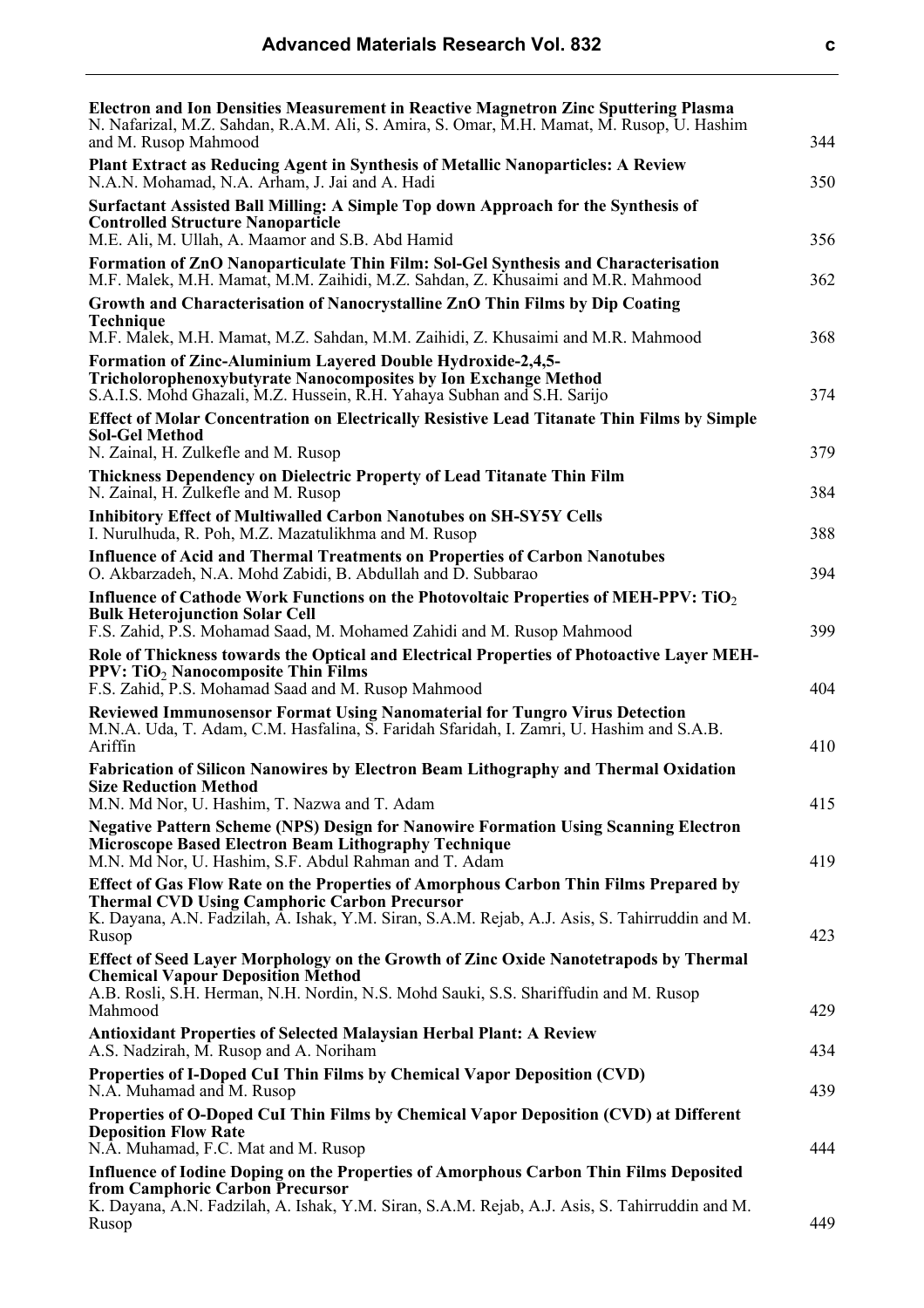**Electron and Ion Densities Measurement in Reactive Magnetron Zinc Sputtering Plasma**
N. Nafarizal, M.Z. Sahdan, R.A.M. Ali, S. Amira, S. Omar, M.H. Mamat, M. Rusop, U. Hashim and M. Rusop Mahmood — 344

**Plant Extract as Reducing Agent in Synthesis of Metallic Nanoparticles: A Review**
N.A.N. Mohamad, N.A. Arham, J. Jai and A. Hadi — 350

**Surfactant Assisted Ball Milling: A Simple Top down Approach for the Synthesis of Controlled Structure Nanoparticle**
M.E. Ali, M. Ullah, A. Maamor and S.B. Abd Hamid — 356

**Formation of ZnO Nanoparticulate Thin Film: Sol-Gel Synthesis and Characterisation**
M.F. Malek, M.H. Mamat, M.M. Zaihidi, M.Z. Sahdan, Z. Khusaimi and M.R. Mahmood — 362

**Growth and Characterisation of Nanocrystalline ZnO Thin Films by Dip Coating Technique**
M.F. Malek, M.H. Mamat, M.Z. Sahdan, M.M. Zaihidi, Z. Khusaimi and M.R. Mahmood — 368

**Formation of Zinc-Aluminium Layered Double Hydroxide-2,4,5-Tricholorophenoxybutyrate Nanocomposites by Ion Exchange Method**
S.A.I.S. Mohd Ghazali, M.Z. Hussein, R.H. Yahaya Subhan and S.H. Sarijo — 374

**Effect of Molar Concentration on Electrically Resistive Lead Titanate Thin Films by Simple Sol-Gel Method**
N. Zainal, H. Zulkefle and M. Rusop — 379

**Thickness Dependency on Dielectric Property of Lead Titanate Thin Film**
N. Zainal, H. Zulkefle and M. Rusop — 384

**Inhibitory Effect of Multiwalled Carbon Nanotubes on SH-SY5Y Cells**
I. Nurulhuda, R. Poh, M.Z. Mazatulikhma and M. Rusop — 388

**Influence of Acid and Thermal Treatments on Properties of Carbon Nanotubes**
O. Akbarzadeh, N.A. Mohd Zabidi, B. Abdullah and D. Subbarao — 394

**Influence of Cathode Work Functions on the Photovoltaic Properties of MEH-PPV: $TiO_2$ Bulk Heterojunction Solar Cell**
F.S. Zahid, P.S. Mohamad Saad, M. Mohamed Zahidi and M. Rusop Mahmood — 399

**Role of Thickness towards the Optical and Electrical Properties of Photoactive Layer MEH-PPV: $TiO_2$ Nanocomposite Thin Films**
F.S. Zahid, P.S. Mohamad Saad and M. Rusop Mahmood — 404

**Reviewed Immunosensor Format Using Nanomaterial for Tungro Virus Detection**
M.N.A. Uda, T. Adam, C.M. Hasfalina, S. Faridah Sfaridah, I. Zamri, U. Hashim and S.A.B. Ariffin — 410

**Fabrication of Silicon Nanowires by Electron Beam Lithography and Thermal Oxidation Size Reduction Method**
M.N. Md Nor, U. Hashim, T. Nazwa and T. Adam — 415

**Negative Pattern Scheme (NPS) Design for Nanowire Formation Using Scanning Electron Microscope Based Electron Beam Lithography Technique**
M.N. Md Nor, U. Hashim, S.F. Abdul Rahman and T. Adam — 419

**Effect of Gas Flow Rate on the Properties of Amorphous Carbon Thin Films Prepared by Thermal CVD Using Camphoric Carbon Precursor**
K. Dayana, A.N. Fadzilah, A. Ishak, Y.M. Siran, S.A.M. Rejab, A.J. Asis, S. Tahirruddin and M. Rusop — 423

**Effect of Seed Layer Morphology on the Growth of Zinc Oxide Nanotetrapods by Thermal Chemical Vapour Deposition Method**
A.B. Rosli, S.H. Herman, N.H. Nordin, N.S. Mohd Sauki, S.S. Shariffudin and M. Rusop Mahmood — 429

**Antioxidant Properties of Selected Malaysian Herbal Plant: A Review**
A.S. Nadzirah, M. Rusop and A. Noriham — 434

**Properties of I-Doped CuI Thin Films by Chemical Vapor Deposition (CVD)**
N.A. Muhamad and M. Rusop — 439

**Properties of O-Doped CuI Thin Films by Chemical Vapor Deposition (CVD) at Different Deposition Flow Rate**
N.A. Muhamad, F.C. Mat and M. Rusop — 444

**Influence of Iodine Doping on the Properties of Amorphous Carbon Thin Films Deposited from Camphoric Carbon Precursor**
K. Dayana, A.N. Fadzilah, A. Ishak, Y.M. Siran, S.A.M. Rejab, A.J. Asis, S. Tahirruddin and M. Rusop — 449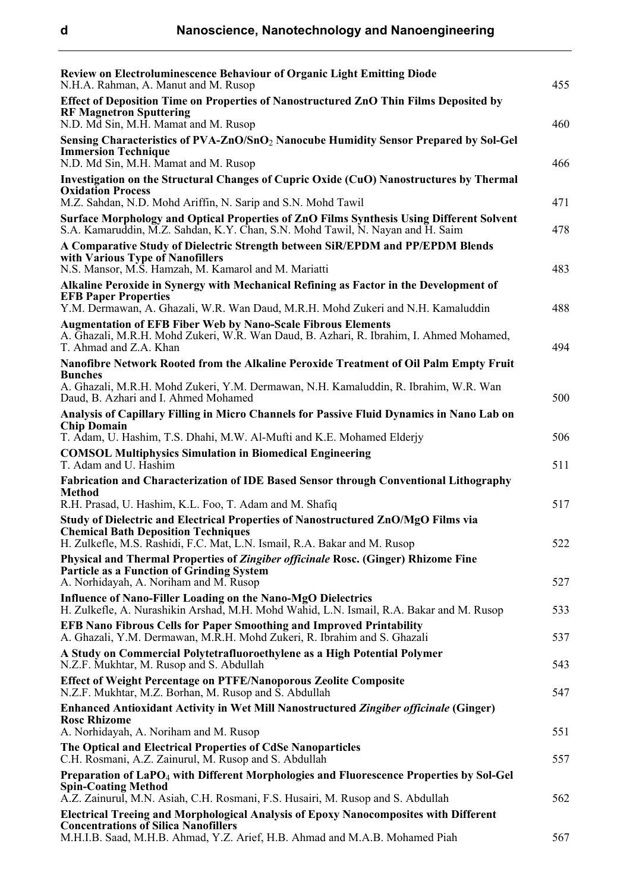**Review on Electroluminescence Behaviour of Organic Light Emitting Diode**
N.H.A. Rahman, A. Manut and M. Rusop — 455

**Effect of Deposition Time on Properties of Nanostructured ZnO Thin Films Deposited by RF Magnetron Sputtering**
N.D. Md Sin, M.H. Mamat and M. Rusop — 460

**Sensing Characteristics of PVA-ZnO/$SnO_2$ Nanocube Humidity Sensor Prepared by Sol-Gel Immersion Technique**
N.D. Md Sin, M.H. Mamat and M. Rusop — 466

**Investigation on the Structural Changes of Cupric Oxide (CuO) Nanostructures by Thermal Oxidation Process**
M.Z. Sahdan, N.D. Mohd Ariffin, N. Sarip and S.N. Mohd Tawil — 471

**Surface Morphology and Optical Properties of ZnO Films Synthesis Using Different Solvent**
S.A. Kamaruddin, M.Z. Sahdan, K.Y. Chan, S.N. Mohd Tawil, N. Nayan and H. Saim — 478

**A Comparative Study of Dielectric Strength between SiR/EPDM and PP/EPDM Blends with Various Type of Nanofillers**
N.S. Mansor, M.S. Hamzah, M. Kamarol and M. Mariatti — 483

**Alkaline Peroxide in Synergy with Mechanical Refining as Factor in the Development of EFB Paper Properties**
Y.M. Dermawan, A. Ghazali, W.R. Wan Daud, M.R.H. Mohd Zukeri and N.H. Kamaluddin — 488

**Augmentation of EFB Fiber Web by Nano-Scale Fibrous Elements**
A. Ghazali, M.R.H. Mohd Zukeri, W.R. Wan Daud, B. Azhari, R. Ibrahim, I. Ahmed Mohamed, T. Ahmad and Z.A. Khan — 494

**Nanofibre Network Rooted from the Alkaline Peroxide Treatment of Oil Palm Empty Fruit Bunches**
A. Ghazali, M.R.H. Mohd Zukeri, Y.M. Dermawan, N.H. Kamaluddin, R. Ibrahim, W.R. Wan Daud, B. Azhari and I. Ahmed Mohamed — 500

**Analysis of Capillary Filling in Micro Channels for Passive Fluid Dynamics in Nano Lab on Chip Domain**
T. Adam, U. Hashim, T.S. Dhahi, M.W. Al-Mufti and K.E. Mohamed Elderjy — 506

**COMSOL Multiphysics Simulation in Biomedical Engineering**
T. Adam and U. Hashim — 511

**Fabrication and Characterization of IDE Based Sensor through Conventional Lithography Method**
R.H. Prasad, U. Hashim, K.L. Foo, T. Adam and M. Shafiq — 517

**Study of Dielectric and Electrical Properties of Nanostructured ZnO/MgO Films via Chemical Bath Deposition Techniques**
H. Zulkefle, M.S. Rashidi, F.C. Mat, L.N. Ismail, R.A. Bakar and M. Rusop — 522

**Physical and Thermal Properties of *Zingiber officinale* Rosc. (Ginger) Rhizome Fine Particle as a Function of Grinding System**
A. Norhidayah, A. Noriham and M. Rusop — 527

**Influence of Nano-Filler Loading on the Nano-MgO Dielectrics**
H. Zulkefle, A. Nurashikin Arshad, M.H. Mohd Wahid, L.N. Ismail, R.A. Bakar and M. Rusop — 533

**EFB Nano Fibrous Cells for Paper Smoothing and Improved Printability**
A. Ghazali, Y.M. Dermawan, M.R.H. Mohd Zukeri, R. Ibrahim and S. Ghazali — 537

**A Study on Commercial Polytetrafluoroethylene as a High Potential Polymer**
N.Z.F. Mukhtar, M. Rusop and S. Abdullah — 543

**Effect of Weight Percentage on PTFE/Nanoporous Zeolite Composite**
N.Z.F. Mukhtar, M.Z. Borhan, M. Rusop and S. Abdullah — 547

**Enhanced Antioxidant Activity in Wet Mill Nanostructured *Zingiber officinale* (Ginger) Rosc Rhizome**
A. Norhidayah, A. Noriham and M. Rusop — 551

**The Optical and Electrical Properties of CdSe Nanoparticles**
C.H. Rosmani, A.Z. Zainurul, M. Rusop and S. Abdullah — 557

**Preparation of $LaPO_4$ with Different Morphologies and Fluorescence Properties by Sol-Gel Spin-Coating Method**
A.Z. Zainurul, M.N. Asiah, C.H. Rosmani, F.S. Husairi, M. Rusop and S. Abdullah — 562

**Electrical Treeing and Morphological Analysis of Epoxy Nanocomposites with Different Concentrations of Silica Nanofillers**
M.H.I.B. Saad, M.H.B. Ahmad, Y.Z. Arief, H.B. Ahmad and M.A.B. Mohamed Piah — 567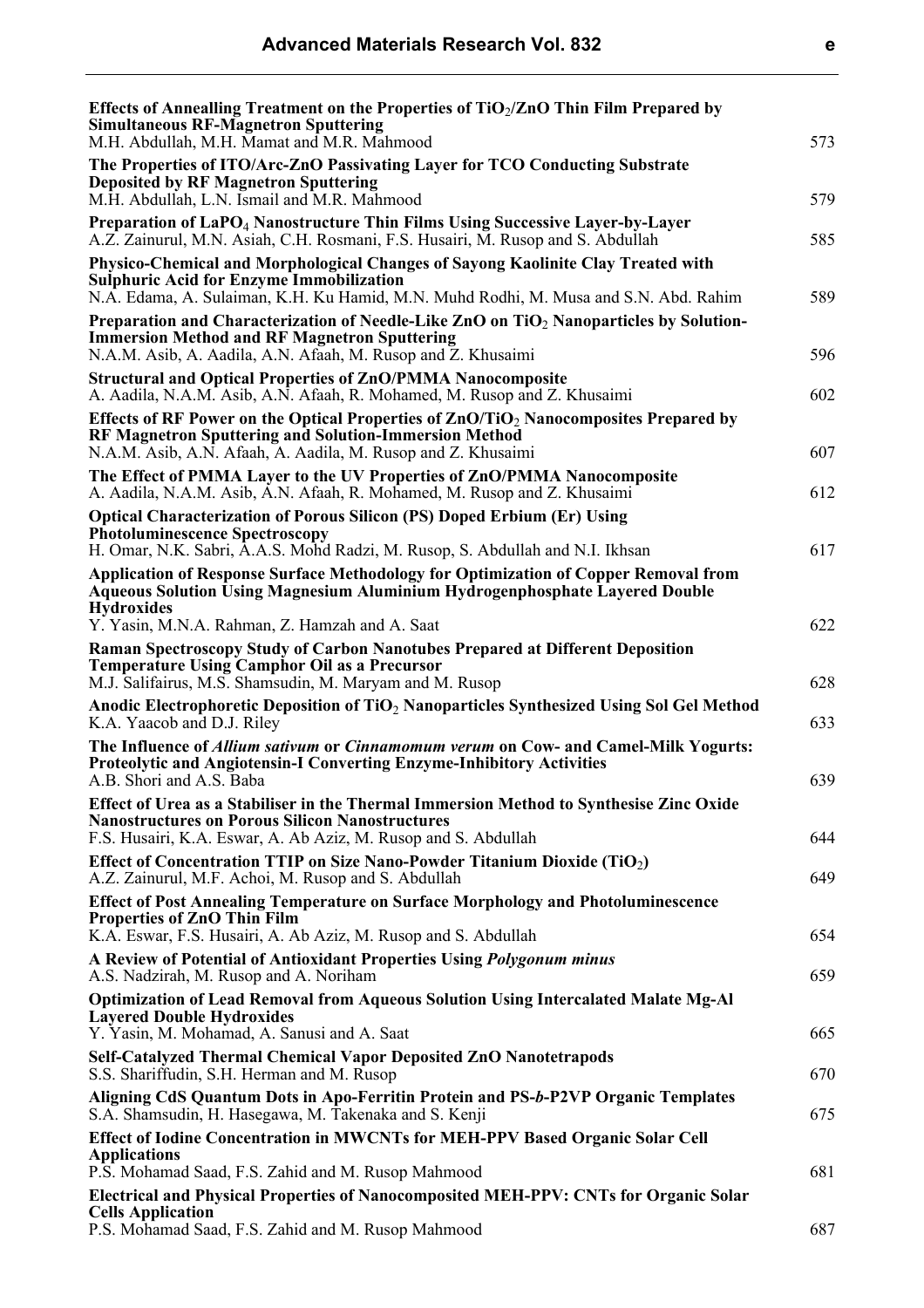**Effects of Annealling Treatment on the Properties of $TiO_2$/ZnO Thin Film Prepared by Simultaneous RF-Magnetron Sputtering**
M.H. Abdullah, M.H. Mamat and M.R. Mahmood — 573

**The Properties of ITO/Arc-ZnO Passivating Layer for TCO Conducting Substrate Deposited by RF Magnetron Sputtering**
M.H. Abdullah, L.N. Ismail and M.R. Mahmood — 579

**Preparation of $LaPO_4$ Nanostructure Thin Films Using Successive Layer-by-Layer**
A.Z. Zainurul, M.N. Asiah, C.H. Rosmani, F.S. Husairi, M. Rusop and S. Abdullah — 585

**Physico-Chemical and Morphological Changes of Sayong Kaolinite Clay Treated with Sulphuric Acid for Enzyme Immobilization**
N.A. Edama, A. Sulaiman, K.H. Ku Hamid, M.N. Muhd Rodhi, M. Musa and S.N. Abd. Rahim — 589

**Preparation and Characterization of Needle-Like ZnO on $TiO_2$ Nanoparticles by Solution-Immersion Method and RF Magnetron Sputtering**
N.A.M. Asib, A. Aadila, A.N. Afaah, M. Rusop and Z. Khusaimi — 596

**Structural and Optical Properties of ZnO/PMMA Nanocomposite**
A. Aadila, N.A.M. Asib, A.N. Afaah, R. Mohamed, M. Rusop and Z. Khusaimi — 602

**Effects of RF Power on the Optical Properties of ZnO/$TiO_2$ Nanocomposites Prepared by RF Magnetron Sputtering and Solution-Immersion Method**
N.A.M. Asib, A.N. Afaah, A. Aadila, M. Rusop and Z. Khusaimi — 607

**The Effect of PMMA Layer to the UV Properties of ZnO/PMMA Nanocomposite**
A. Aadila, N.A.M. Asib, A.N. Afaah, R. Mohamed, M. Rusop and Z. Khusaimi — 612

**Optical Characterization of Porous Silicon (PS) Doped Erbium (Er) Using Photoluminescence Spectroscopy**
H. Omar, N.K. Sabri, A.A.S. Mohd Radzi, M. Rusop, S. Abdullah and N.I. Ikhsan — 617

**Application of Response Surface Methodology for Optimization of Copper Removal from Aqueous Solution Using Magnesium Aluminium Hydrogenphosphate Layered Double Hydroxides**
Y. Yasin, M.N.A. Rahman, Z. Hamzah and A. Saat — 622

**Raman Spectroscopy Study of Carbon Nanotubes Prepared at Different Deposition Temperature Using Camphor Oil as a Precursor**
M.J. Salifairus, M.S. Shamsudin, M. Maryam and M. Rusop — 628

**Anodic Electrophoretic Deposition of $TiO_2$ Nanoparticles Synthesized Using Sol Gel Method**
K.A. Yaacob and D.J. Riley — 633

**The Influence of *Allium sativum* or *Cinnamomum verum* on Cow- and Camel-Milk Yogurts: Proteolytic and Angiotensin-I Converting Enzyme-Inhibitory Activities**
A.B. Shori and A.S. Baba — 639

**Effect of Urea as a Stabiliser in the Thermal Immersion Method to Synthesise Zinc Oxide Nanostructures on Porous Silicon Nanostructures**
F.S. Husairi, K.A. Eswar, A. Ab Aziz, M. Rusop and S. Abdullah — 644

**Effect of Concentration TTIP on Size Nano-Powder Titanium Dioxide ($TiO_2$)**
A.Z. Zainurul, M.F. Achoi, M. Rusop and S. Abdullah — 649

**Effect of Post Annealing Temperature on Surface Morphology and Photoluminescence Properties of ZnO Thin Film**
K.A. Eswar, F.S. Husairi, A. Ab Aziz, M. Rusop and S. Abdullah — 654

**A Review of Potential of Antioxidant Properties Using *Polygonum minus***
A.S. Nadzirah, M. Rusop and A. Noriham — 659

**Optimization of Lead Removal from Aqueous Solution Using Intercalated Malate Mg-Al Layered Double Hydroxides**
Y. Yasin, M. Mohamad, A. Sanusi and A. Saat — 665

**Self-Catalyzed Thermal Chemical Vapor Deposited ZnO Nanotetrapods**
S.S. Shariffudin, S.H. Herman and M. Rusop — 670

**Aligning CdS Quantum Dots in Apo-Ferritin Protein and PS-*b*-P2VP Organic Templates**
S.A. Shamsudin, H. Hasegawa, M. Takenaka and S. Kenji — 675

**Effect of Iodine Concentration in MWCNTs for MEH-PPV Based Organic Solar Cell Applications**
P.S. Mohamad Saad, F.S. Zahid and M. Rusop Mahmood — 681

**Electrical and Physical Properties of Nanocomposited MEH-PPV: CNTs for Organic Solar Cells Application**
P.S. Mohamad Saad, F.S. Zahid and M. Rusop Mahmood — 687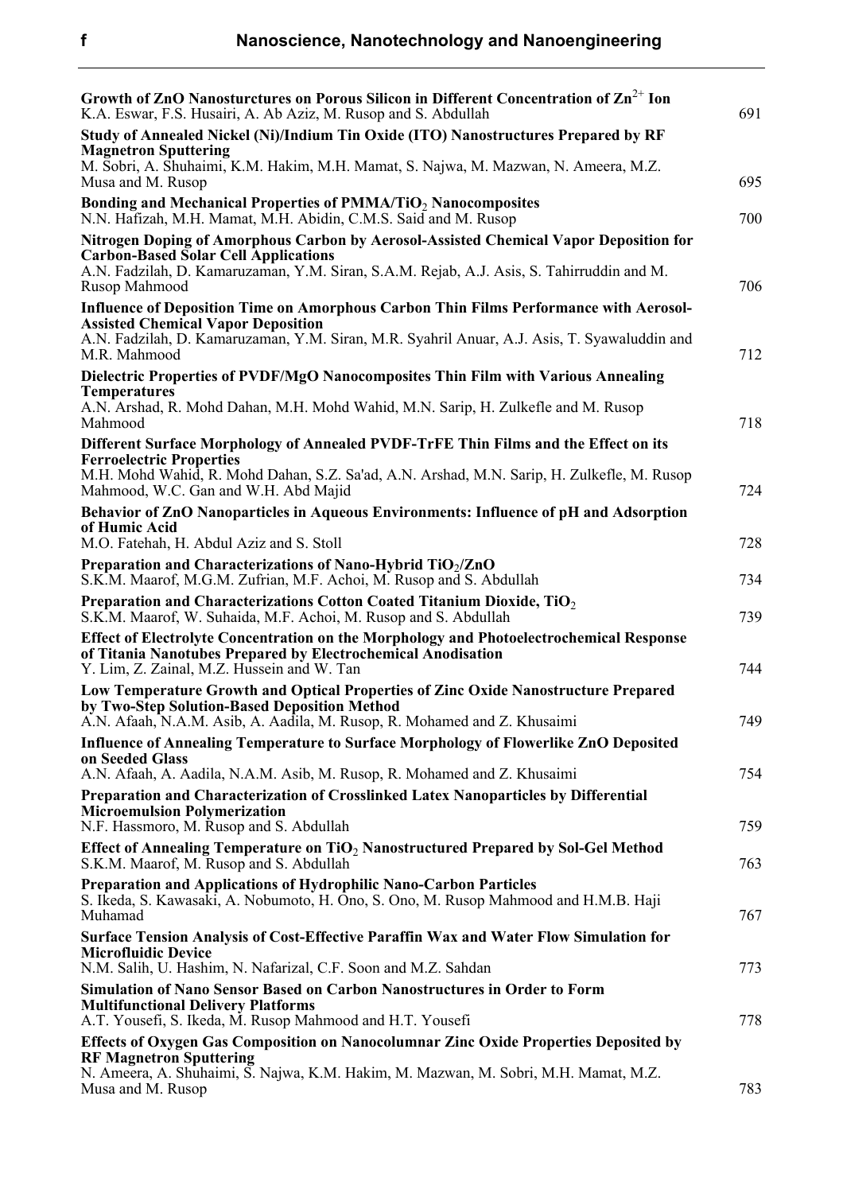**Growth of ZnO Nanosturctures on Porous Silicon in Different Concentration of $Zn^{2+}$ Ion**
K.A. Eswar, F.S. Husairi, A. Ab Aziz, M. Rusop and S. Abdullah — 691

**Study of Annealed Nickel (Ni)/Indium Tin Oxide (ITO) Nanostructures Prepared by RF Magnetron Sputtering**
M. Sobri, A. Shuhaimi, K.M. Hakim, M.H. Mamat, S. Najwa, M. Mazwan, N. Ameera, M.Z. Musa and M. Rusop — 695

**Bonding and Mechanical Properties of PMMA/$TiO_2$ Nanocomposites**
N.N. Hafizah, M.H. Mamat, M.H. Abidin, C.M.S. Said and M. Rusop — 700

**Nitrogen Doping of Amorphous Carbon by Aerosol-Assisted Chemical Vapor Deposition for Carbon-Based Solar Cell Applications**
A.N. Fadzilah, D. Kamaruzaman, Y.M. Siran, S.A.M. Rejab, A.J. Asis, S. Tahirruddin and M. Rusop Mahmood — 706

**Influence of Deposition Time on Amorphous Carbon Thin Films Performance with Aerosol-Assisted Chemical Vapor Deposition**
A.N. Fadzilah, D. Kamaruzaman, Y.M. Siran, M.R. Syahril Anuar, A.J. Asis, T. Syawaluddin and M.R. Mahmood — 712

**Dielectric Properties of PVDF/MgO Nanocomposites Thin Film with Various Annealing Temperatures**
A.N. Arshad, R. Mohd Dahan, M.H. Mohd Wahid, M.N. Sarip, H. Zulkefle and M. Rusop Mahmood — 718

**Different Surface Morphology of Annealed PVDF-TrFE Thin Films and the Effect on its Ferroelectric Properties**
M.H. Mohd Wahid, R. Mohd Dahan, S.Z. Sa'ad, A.N. Arshad, M.N. Sarip, H. Zulkefle, M. Rusop Mahmood, W.C. Gan and W.H. Abd Majid — 724

**Behavior of ZnO Nanoparticles in Aqueous Environments: Influence of pH and Adsorption of Humic Acid**
M.O. Fatehah, H. Abdul Aziz and S. Stoll — 728

**Preparation and Characterizations of Nano-Hybrid $TiO_2$/ZnO**
S.K.M. Maarof, M.G.M. Zufrian, M.F. Achoi, M. Rusop and S. Abdullah — 734

**Preparation and Characterizations Cotton Coated Titanium Dioxide, $TiO_2$**
S.K.M. Maarof, W. Suhaida, M.F. Achoi, M. Rusop and S. Abdullah — 739

**Effect of Electrolyte Concentration on the Morphology and Photoelectrochemical Response of Titania Nanotubes Prepared by Electrochemical Anodisation**
Y. Lim, Z. Zainal, M.Z. Hussein and W. Tan — 744

**Low Temperature Growth and Optical Properties of Zinc Oxide Nanostructure Prepared by Two-Step Solution-Based Deposition Method**
A.N. Afaah, N.A.M. Asib, A. Aadila, M. Rusop, R. Mohamed and Z. Khusaimi — 749

**Influence of Annealing Temperature to Surface Morphology of Flowerlike ZnO Deposited on Seeded Glass**
A.N. Afaah, A. Aadila, N.A.M. Asib, M. Rusop, R. Mohamed and Z. Khusaimi — 754

**Preparation and Characterization of Crosslinked Latex Nanoparticles by Differential Microemulsion Polymerization**
N.F. Hassmoro, M. Rusop and S. Abdullah — 759

**Effect of Annealing Temperature on $TiO_2$ Nanostructured Prepared by Sol-Gel Method**
S.K.M. Maarof, M. Rusop and S. Abdullah — 763

**Preparation and Applications of Hydrophilic Nano-Carbon Particles**
S. Ikeda, S. Kawasaki, A. Nobumoto, H. Ono, S. Ono, M. Rusop Mahmood and H.M.B. Haji Muhamad — 767

**Surface Tension Analysis of Cost-Effective Paraffin Wax and Water Flow Simulation for Microfluidic Device**
N.M. Salih, U. Hashim, N. Nafarizal, C.F. Soon and M.Z. Sahdan — 773

**Simulation of Nano Sensor Based on Carbon Nanostructures in Order to Form Multifunctional Delivery Platforms**
A.T. Yousefi, S. Ikeda, M. Rusop Mahmood and H.T. Yousefi — 778

**Effects of Oxygen Gas Composition on Nanocolumnar Zinc Oxide Properties Deposited by RF Magnetron Sputtering**
N. Ameera, A. Shuhaimi, S. Najwa, K.M. Hakim, M. Mazwan, M. Sobri, M.H. Mamat, M.Z. Musa and M. Rusop — 783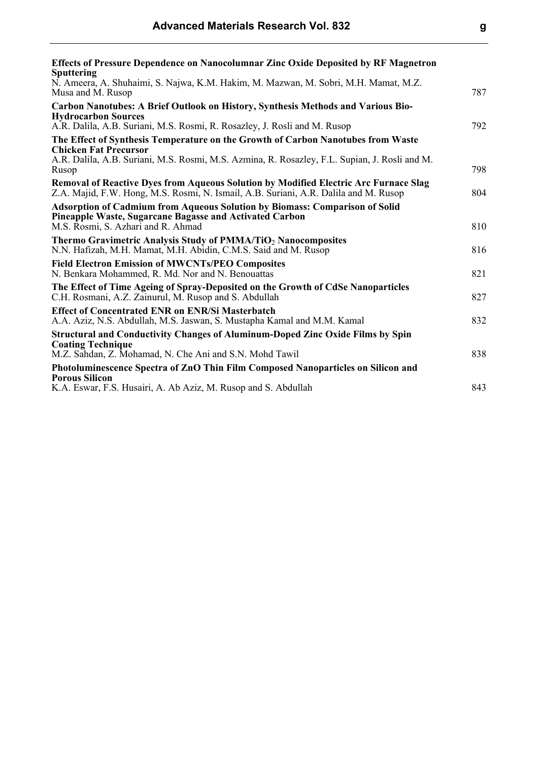**Effects of Pressure Dependence on Nanocolumnar Zinc Oxide Deposited by RF Magnetron Sputtering**
N. Ameera, A. Shuhaimi, S. Najwa, K.M. Hakim, M. Mazwan, M. Sobri, M.H. Mamat, M.Z. Musa and M. Rusop — 787

**Carbon Nanotubes: A Brief Outlook on History, Synthesis Methods and Various Bio-Hydrocarbon Sources**
A.R. Dalila, A.B. Suriani, M.S. Rosmi, R. Rosazley, J. Rosli and M. Rusop — 792

**The Effect of Synthesis Temperature on the Growth of Carbon Nanotubes from Waste Chicken Fat Precursor**
A.R. Dalila, A.B. Suriani, M.S. Rosmi, M.S. Azmina, R. Rosazley, F.L. Supian, J. Rosli and M. Rusop — 798

**Removal of Reactive Dyes from Aqueous Solution by Modified Electric Arc Furnace Slag**
Z.A. Majid, F.W. Hong, M.S. Rosmi, N. Ismail, A.B. Suriani, A.R. Dalila and M. Rusop — 804

**Adsorption of Cadmium from Aqueous Solution by Biomass: Comparison of Solid Pineapple Waste, Sugarcane Bagasse and Activated Carbon**
M.S. Rosmi, S. Azhari and R. Ahmad — 810

**Thermo Gravimetric Analysis Study of PMMA/$TiO_2$ Nanocomposites**
N.N. Hafizah, M.H. Mamat, M.H. Abidin, C.M.S. Said and M. Rusop — 816

**Field Electron Emission of MWCNTs/PEO Composites**
N. Benkara Mohammed, R. Md. Nor and N. Benouattas — 821

**The Effect of Time Ageing of Spray-Deposited on the Growth of CdSe Nanoparticles**
C.H. Rosmani, A.Z. Zainurul, M. Rusop and S. Abdullah — 827

**Effect of Concentrated ENR on ENR/Si Masterbatch**
A.A. Aziz, N.S. Abdullah, M.S. Jaswan, S. Mustapha Kamal and M.M. Kamal — 832

**Structural and Conductivity Changes of Aluminum-Doped Zinc Oxide Films by Spin Coating Technique**
M.Z. Sahdan, Z. Mohamad, N. Che Ani and S.N. Mohd Tawil — 838

**Photoluminescence Spectra of ZnO Thin Film Composed Nanoparticles on Silicon and Porous Silicon**
K.A. Eswar, F.S. Husairi, A. Ab Aziz, M. Rusop and S. Abdullah — 843